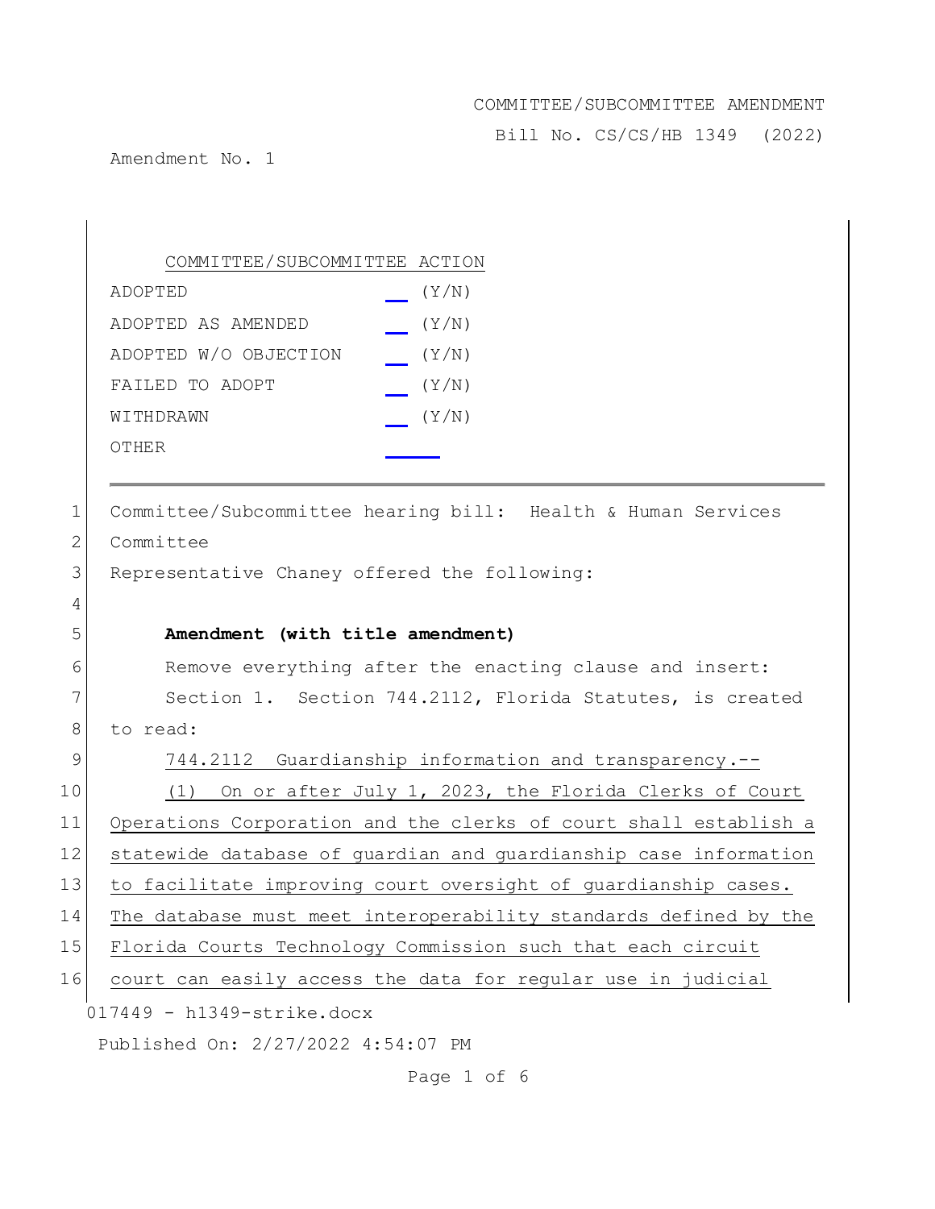COMMITTEE/SUBCOMMITTEE AMENDMENT

Bill No. CS/CS/HB 1349 (2022)

Amendment No. 1

| COMMITTEE/SUBCOMMITTEE ACTION | |
|---|---|
| ADOPTED | __ (Y/N) |
| ADOPTED AS AMENDED | __ (Y/N) |
| ADOPTED W/O OBJECTION | __ (Y/N) |
| FAILED TO ADOPT | __ (Y/N) |
| WITHDRAWN | __ (Y/N) |
| OTHER | ____ |

1 Committee/Subcommittee hearing bill: Health & Human Services
2 Committee
3 Representative Chaney offered the following:
4
5 **Amendment (with title amendment)**
6 Remove everything after the enacting clause and insert:
7 Section 1. Section 744.2112, Florida Statutes, is created
8 to read:
9 744.2112 Guardianship information and transparency.--
10 (1) On or after July 1, 2023, the Florida Clerks of Court
11 Operations Corporation and the clerks of court shall establish a
12 statewide database of guardian and guardianship case information
13 to facilitate improving court oversight of guardianship cases.
14 The database must meet interoperability standards defined by the
15 Florida Courts Technology Commission such that each circuit
16 court can easily access the data for regular use in judicial

017449 - h1349-strike.docx

Published On: 2/27/2022 4:54:07 PM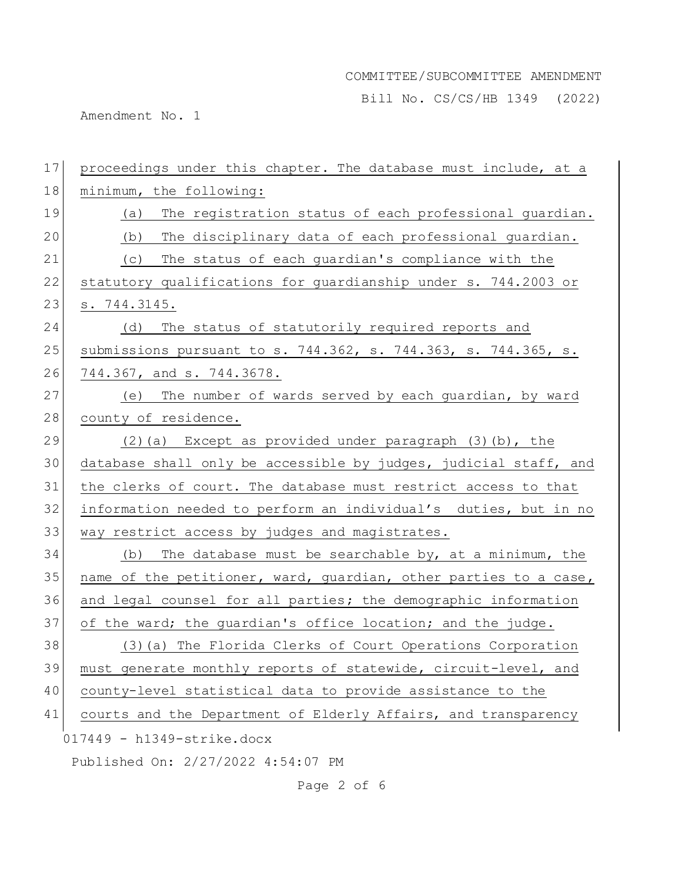proceedings under this chapter. The database must include, at a minimum, the following:

(a) The registration status of each professional guardian.

(b) The disciplinary data of each professional guardian.

(c) The status of each guardian's compliance with the statutory qualifications for guardianship under s. 744.2003 or s. 744.3145.

(d) The status of statutorily required reports and submissions pursuant to s. 744.362, s. 744.363, s. 744.365, s. 744.367, and s. 744.3678.

(e) The number of wards served by each guardian, by ward county of residence.

(2)(a) Except as provided under paragraph (3)(b), the database shall only be accessible by judges, judicial staff, and the clerks of court. The database must restrict access to that information needed to perform an individual's duties, but in no way restrict access by judges and magistrates.

(b) The database must be searchable by, at a minimum, the name of the petitioner, ward, guardian, other parties to a case, and legal counsel for all parties; the demographic information of the ward; the guardian's office location; and the judge.

(3)(a) The Florida Clerks of Court Operations Corporation must generate monthly reports of statewide, circuit-level, and county-level statistical data to provide assistance to the courts and the Department of Elderly Affairs, and transparency

017449 - h1349-strike.docx

Published On: 2/27/2022 4:54:07 PM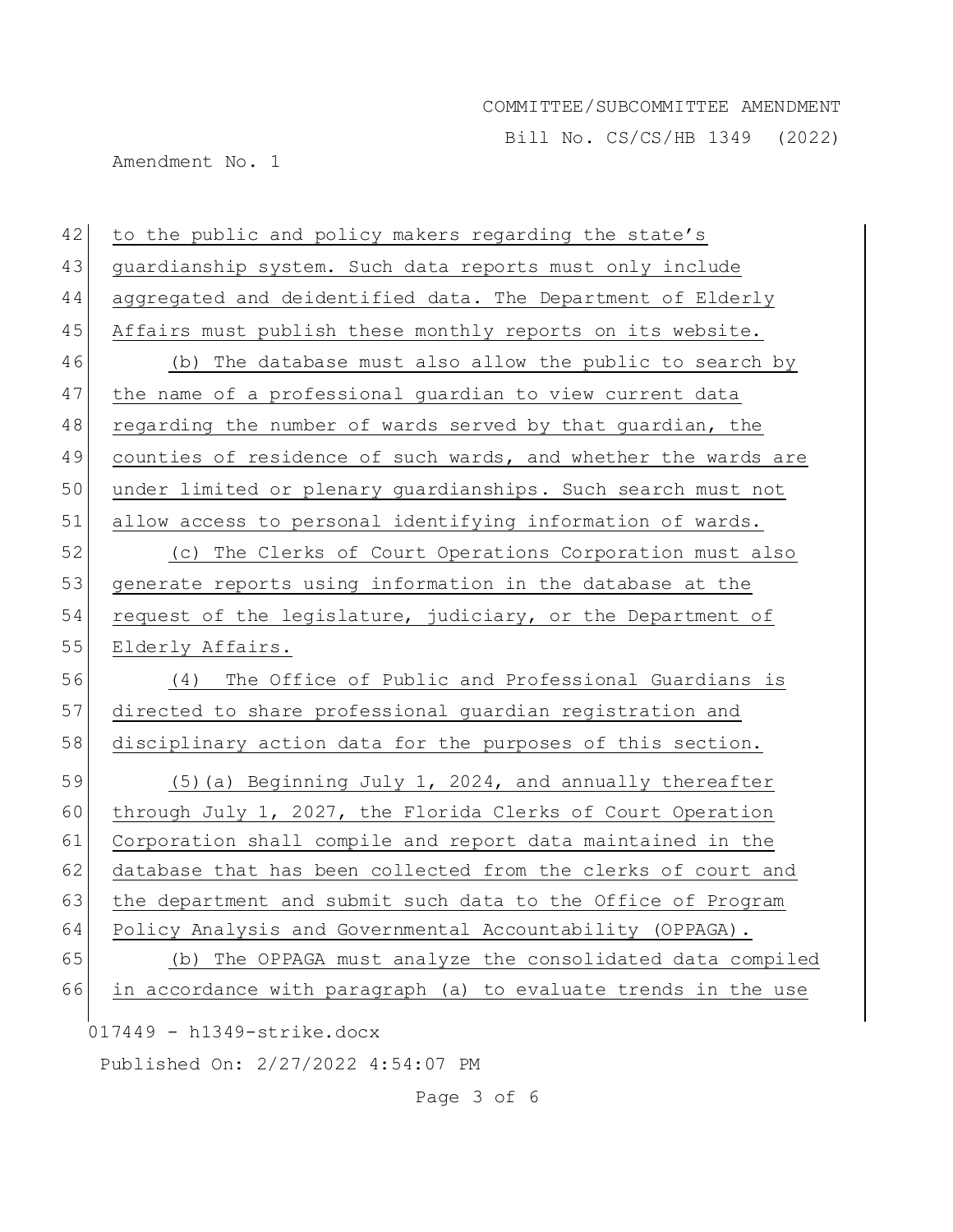to the public and policy makers regarding the state's guardianship system. Such data reports must only include aggregated and deidentified data. The Department of Elderly Affairs must publish these monthly reports on its website.

(b) The database must also allow the public to search by the name of a professional guardian to view current data regarding the number of wards served by that guardian, the counties of residence of such wards, and whether the wards are under limited or plenary guardianships. Such search must not allow access to personal identifying information of wards.

(c) The Clerks of Court Operations Corporation must also generate reports using information in the database at the request of the legislature, judiciary, or the Department of Elderly Affairs.

(4) The Office of Public and Professional Guardians is directed to share professional guardian registration and disciplinary action data for the purposes of this section.

(5)(a) Beginning July 1, 2024, and annually thereafter through July 1, 2027, the Florida Clerks of Court Operation Corporation shall compile and report data maintained in the database that has been collected from the clerks of court and the department and submit such data to the Office of Program Policy Analysis and Governmental Accountability (OPPAGA).

(b) The OPPAGA must analyze the consolidated data compiled in accordance with paragraph (a) to evaluate trends in the use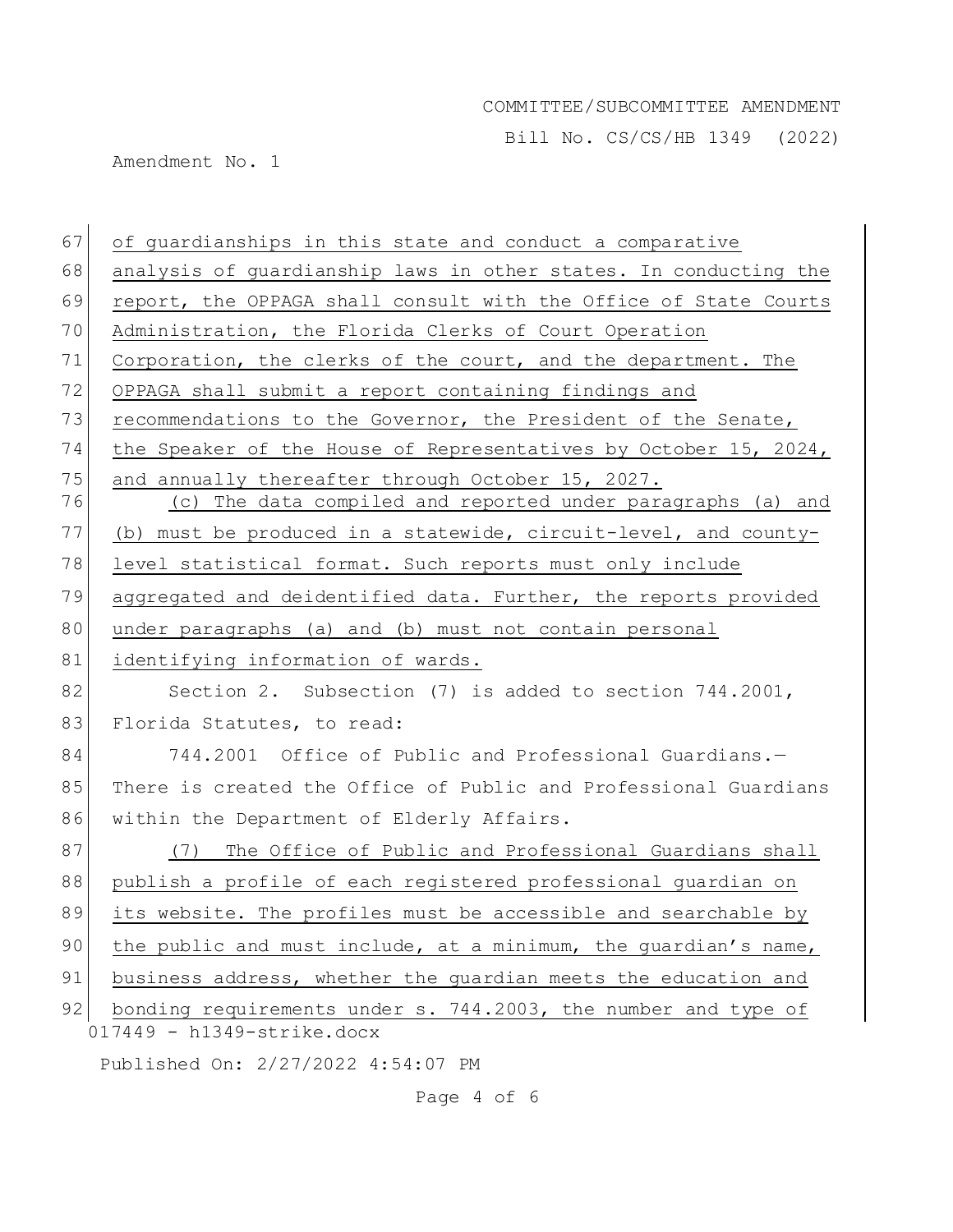of guardianships in this state and conduct a comparative analysis of guardianship laws in other states. In conducting the report, the OPPAGA shall consult with the Office of State Courts Administration, the Florida Clerks of Court Operation Corporation, the clerks of the court, and the department. The OPPAGA shall submit a report containing findings and recommendations to the Governor, the President of the Senate, the Speaker of the House of Representatives by October 15, 2024, and annually thereafter through October 15, 2027.

(c) The data compiled and reported under paragraphs (a) and (b) must be produced in a statewide, circuit-level, and county-level statistical format. Such reports must only include aggregated and deidentified data. Further, the reports provided under paragraphs (a) and (b) must not contain personal identifying information of wards.

Section 2. Subsection (7) is added to section 744.2001, Florida Statutes, to read:

744.2001 Office of Public and Professional Guardians.—There is created the Office of Public and Professional Guardians within the Department of Elderly Affairs.

(7) The Office of Public and Professional Guardians shall publish a profile of each registered professional guardian on its website. The profiles must be accessible and searchable by the public and must include, at a minimum, the guardian's name, business address, whether the guardian meets the education and bonding requirements under s. 744.2003, the number and type of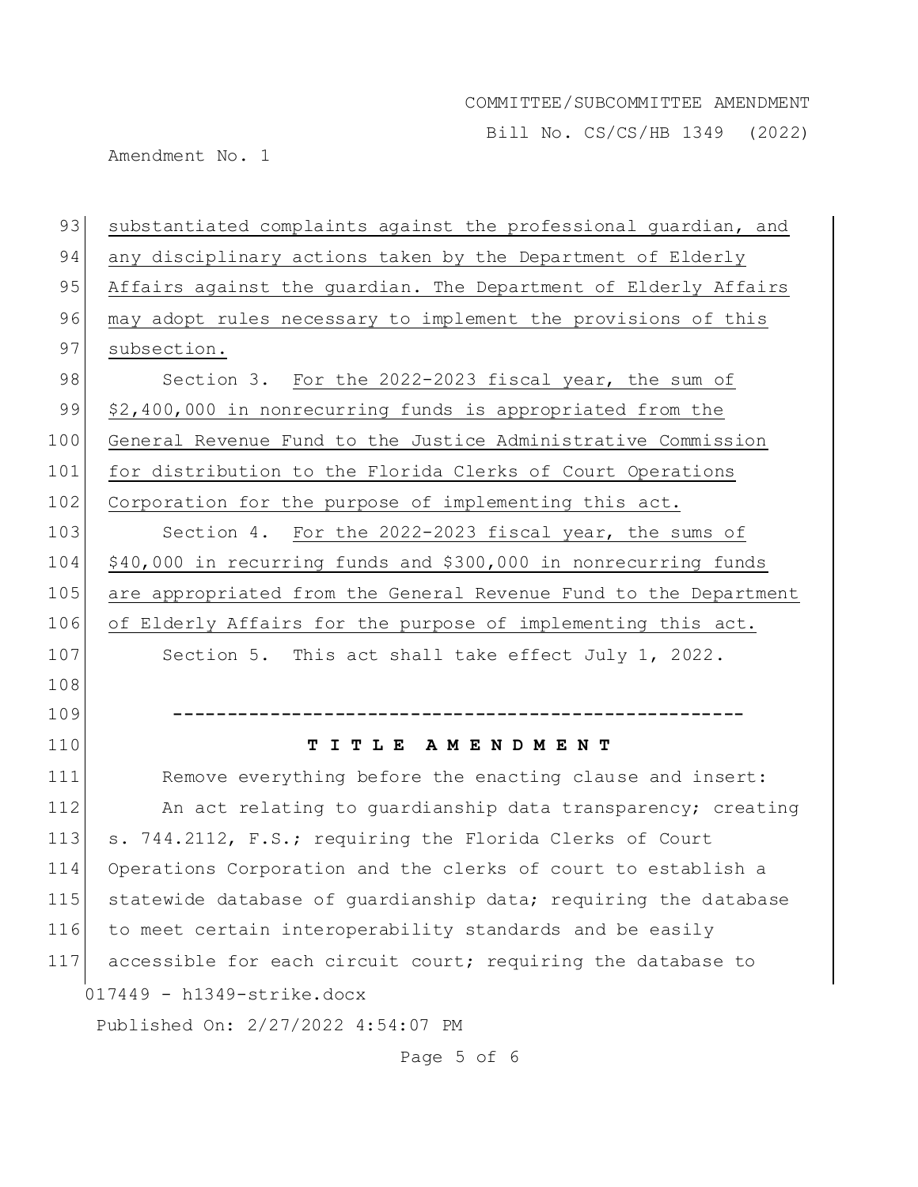substantiated complaints against the professional guardian, and any disciplinary actions taken by the Department of Elderly Affairs against the guardian. The Department of Elderly Affairs may adopt rules necessary to implement the provisions of this subsection.

Section 3. For the 2022-2023 fiscal year, the sum of $2,400,000 in nonrecurring funds is appropriated from the General Revenue Fund to the Justice Administrative Commission for distribution to the Florida Clerks of Court Operations Corporation for the purpose of implementing this act.

Section 4. For the 2022-2023 fiscal year, the sums of $40,000 in recurring funds and $300,000 in nonrecurring funds are appropriated from the General Revenue Fund to the Department of Elderly Affairs for the purpose of implementing this act.

Section 5. This act shall take effect July 1, 2022.

-----------------------------------------------------

**T I T L E A M E N D M E N T**

Remove everything before the enacting clause and insert:

An act relating to guardianship data transparency; creating s. 744.2112, F.S.; requiring the Florida Clerks of Court Operations Corporation and the clerks of court to establish a statewide database of guardianship data; requiring the database to meet certain interoperability standards and be easily accessible for each circuit court; requiring the database to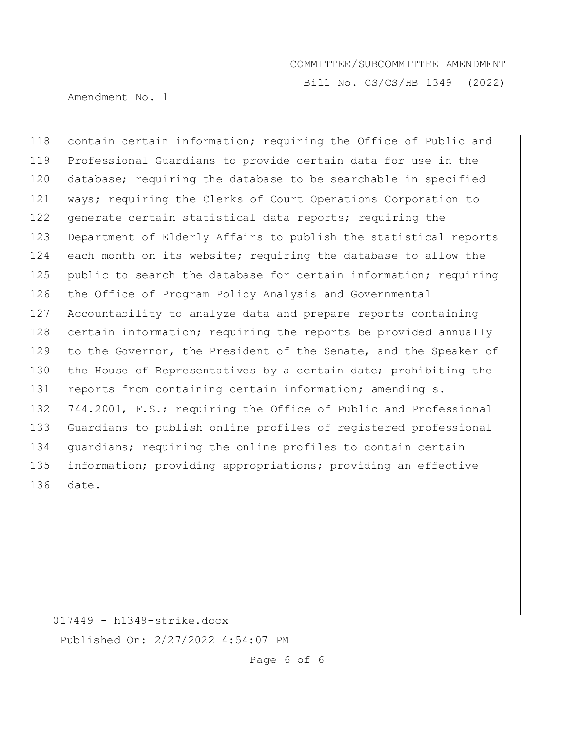118 contain certain information; requiring the Office of Public and
119 Professional Guardians to provide certain data for use in the
120 database; requiring the database to be searchable in specified
121 ways; requiring the Clerks of Court Operations Corporation to
122 generate certain statistical data reports; requiring the
123 Department of Elderly Affairs to publish the statistical reports
124 each month on its website; requiring the database to allow the
125 public to search the database for certain information; requiring
126 the Office of Program Policy Analysis and Governmental
127 Accountability to analyze data and prepare reports containing
128 certain information; requiring the reports be provided annually
129 to the Governor, the President of the Senate, and the Speaker of
130 the House of Representatives by a certain date; prohibiting the
131 reports from containing certain information; amending s.
132 744.2001, F.S.; requiring the Office of Public and Professional
133 Guardians to publish online profiles of registered professional
134 guardians; requiring the online profiles to contain certain
135 information; providing appropriations; providing an effective
136 date.

017449 - h1349-strike.docx

Published On: 2/27/2022 4:54:07 PM